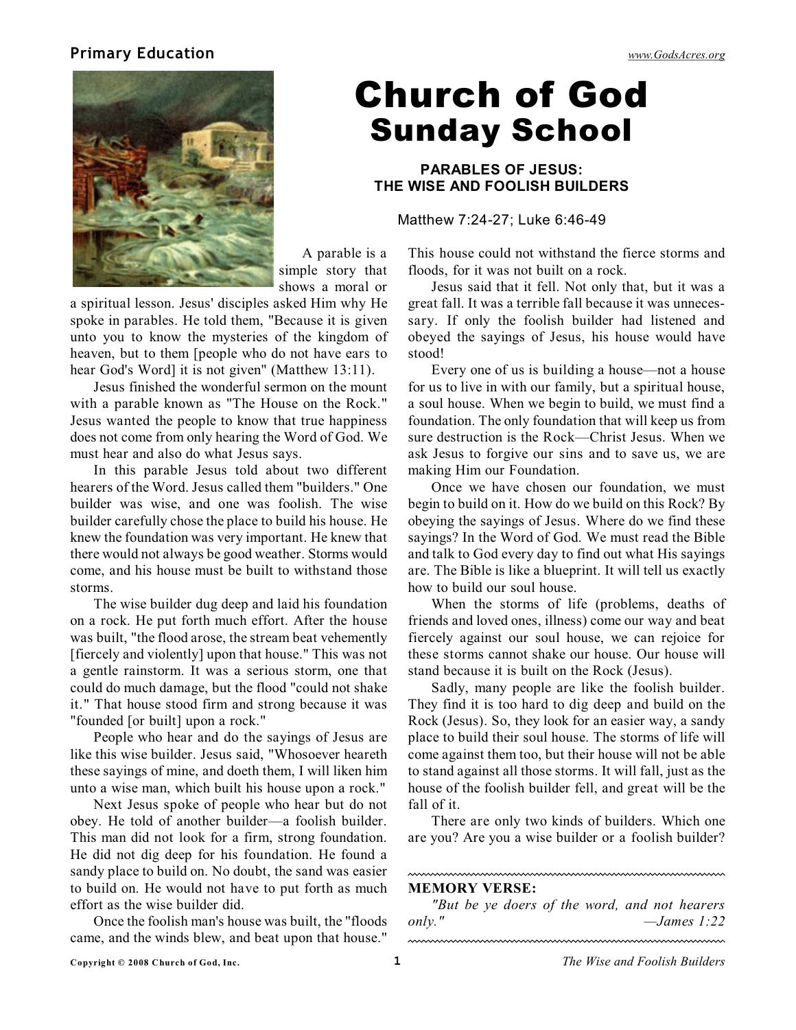# Church of God Sunday School

## PARABLES OF JESUS: THE WISE AND FOOLISH BUILDERS

Matthew 7:24-27; Luke 6:46-49

A parable is a simple story that shows a moral or a spiritual lesson. Jesus' disciples asked Him why He spoke in parables. He told them, "Because it is given unto you to know the mysteries of the kingdom of heaven, but to them [people who do not have ears to hear God's Word] it is not given" (Matthew 13:11).

Jesus finished the wonderful sermon on the mount with a parable known as "The House on the Rock." Jesus wanted the people to know that true happiness does not come from only hearing the Word of God. We must hear and also do what Jesus says.

In this parable Jesus told about two different hearers of the Word. Jesus called them "builders." One builder was wise, and one was foolish. The wise builder carefully chose the place to build his house. He knew the foundation was very important. He knew that there would not always be good weather. Storms would come, and his house must be built to withstand those storms.

The wise builder dug deep and laid his foundation on a rock. He put forth much effort. After the house was built, "the flood arose, the stream beat vehemently [fiercely and violently] upon that house." This was not a gentle rainstorm. It was a serious storm, one that could do much damage, but the flood "could not shake it." That house stood firm and strong because it was "founded [or built] upon a rock."

People who hear and do the sayings of Jesus are like this wise builder. Jesus said, "Whosoever heareth these sayings of mine, and doeth them, I will liken him unto a wise man, which built his house upon a rock."

Next Jesus spoke of people who hear but do not obey. He told of another builder—a foolish builder. This man did not look for a firm, strong foundation. He did not dig deep for his foundation. He found a sandy place to build on. No doubt, the sand was easier to build on. He would not have to put forth as much effort as the wise builder did.

Once the foolish man's house was built, the "floods came, and the winds blew, and beat upon that house." This house could not withstand the fierce storms and floods, for it was not built on a rock.

Jesus said that it fell. Not only that, but it was a great fall. It was a terrible fall because it was unnecessary. If only the foolish builder had listened and obeyed the sayings of Jesus, his house would have stood!

Every one of us is building a house—not a house for us to live in with our family, but a spiritual house, a soul house. When we begin to build, we must find a foundation. The only foundation that will keep us from sure destruction is the Rock—Christ Jesus. When we ask Jesus to forgive our sins and to save us, we are making Him our Foundation.

Once we have chosen our foundation, we must begin to build on it. How do we build on this Rock? By obeying the sayings of Jesus. Where do we find these sayings? In the Word of God. We must read the Bible and talk to God every day to find out what His sayings are. The Bible is like a blueprint. It will tell us exactly how to build our soul house.

When the storms of life (problems, deaths of friends and loved ones, illness) come our way and beat fiercely against our soul house, we can rejoice for these storms cannot shake our house. Our house will stand because it is built on the Rock (Jesus).

Sadly, many people are like the foolish builder. They find it is too hard to dig deep and build on the Rock (Jesus). So, they look for an easier way, a sandy place to build their soul house. The storms of life will come against them too, but their house will not be able to stand against all those storms. It will fall, just as the house of the foolish builder fell, and great will be the fall of it.

There are only two kinds of builders. Which one are you? Are you a wise builder or a foolish builder?

**MEMORY VERSE:**

*"But be ye doers of the word, and not hearers only."* —*James 1:22*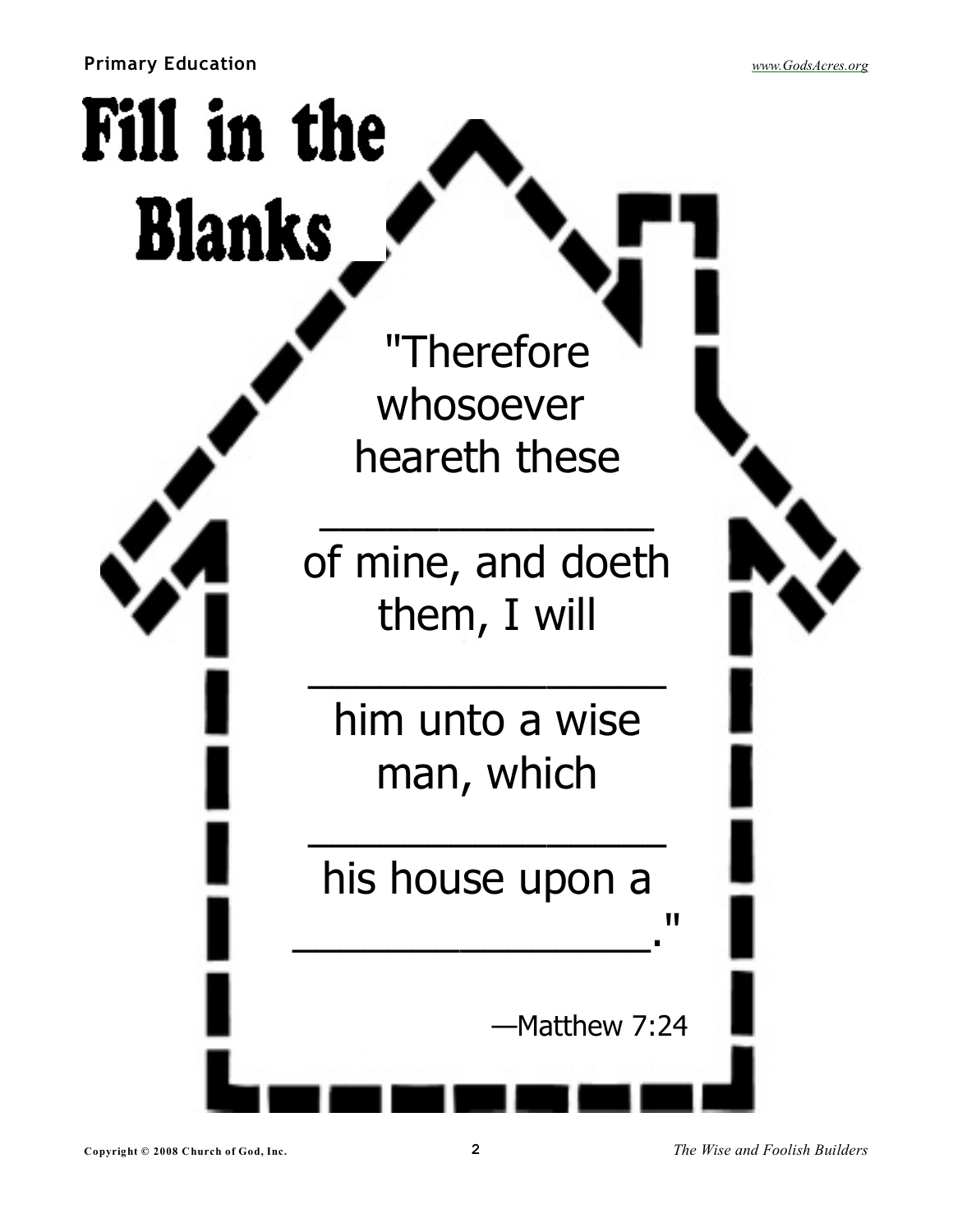# Fill in the Blanks

"Therefore whosoever heareth these _______________ of mine, and doeth them, I will _______________ him unto a wise man, which _______________ his house upon a _______________."

—Matthew 7:24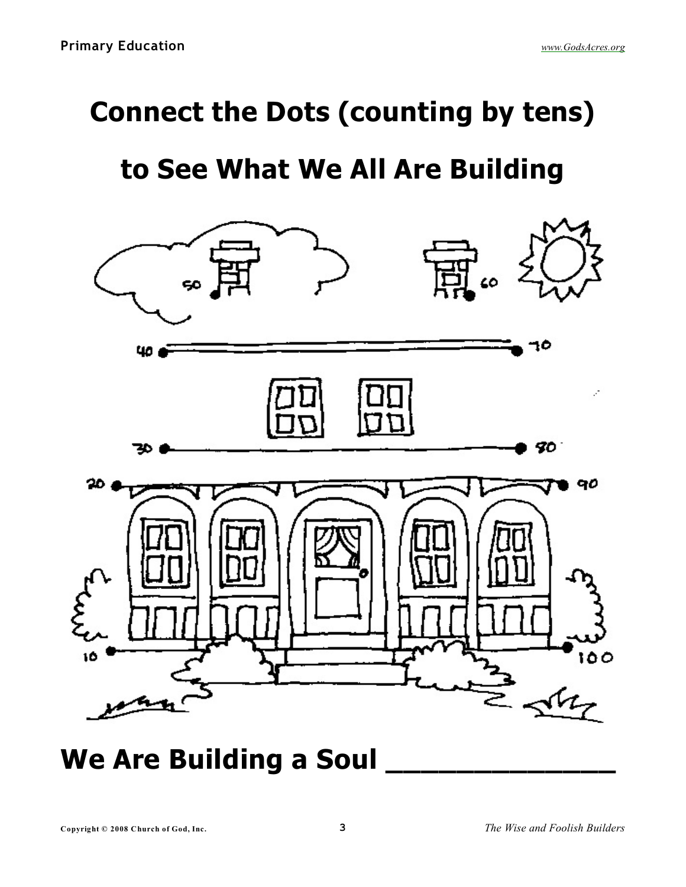# Connect the Dots (counting by tens)

# to See What We All Are Building

50

60

40

70

30

80

20

90

10

100

## We Are Building a Soul ______________